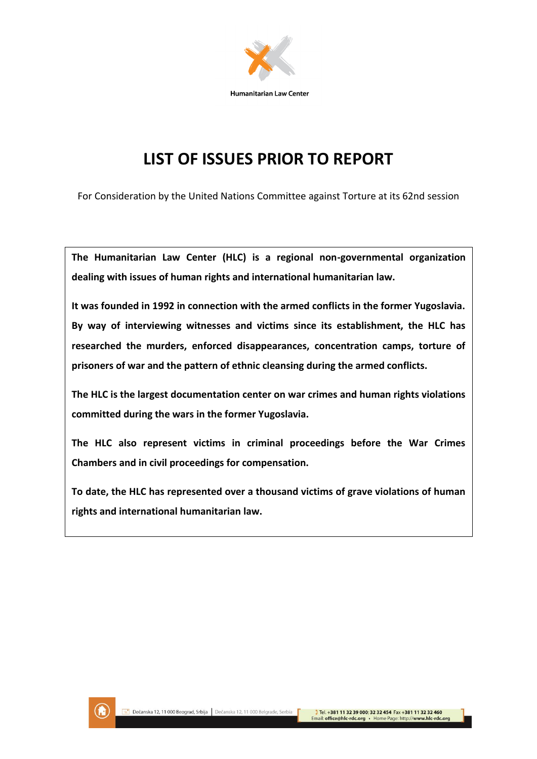Humanitarian Law Center

# LIST OF ISSUES PRIOR TO REPORT

For Consideration by the United Nations Committee against Torture at its 62nd session

**The Humanitarian Law Center (HLC) is a regional non-governmental organization dealing with issues of human rights and international humanitarian law.**

**It was founded in 1992 in connection with the armed conflicts in the former Yugoslavia. By way of interviewing witnesses and victims since its establishment, the HLC has researched the murders, enforced disappearances, concentration camps, torture of prisoners of war and the pattern of ethnic cleansing during the armed conflicts.**

**The HLC is the largest documentation center on war crimes and human rights violations committed during the wars in the former Yugoslavia.**

**The HLC also represent victims in criminal proceedings before the War Crimes Chambers and in civil proceedings for compensation.**

**To date, the HLC has represented over a thousand victims of grave violations of human rights and international humanitarian law.**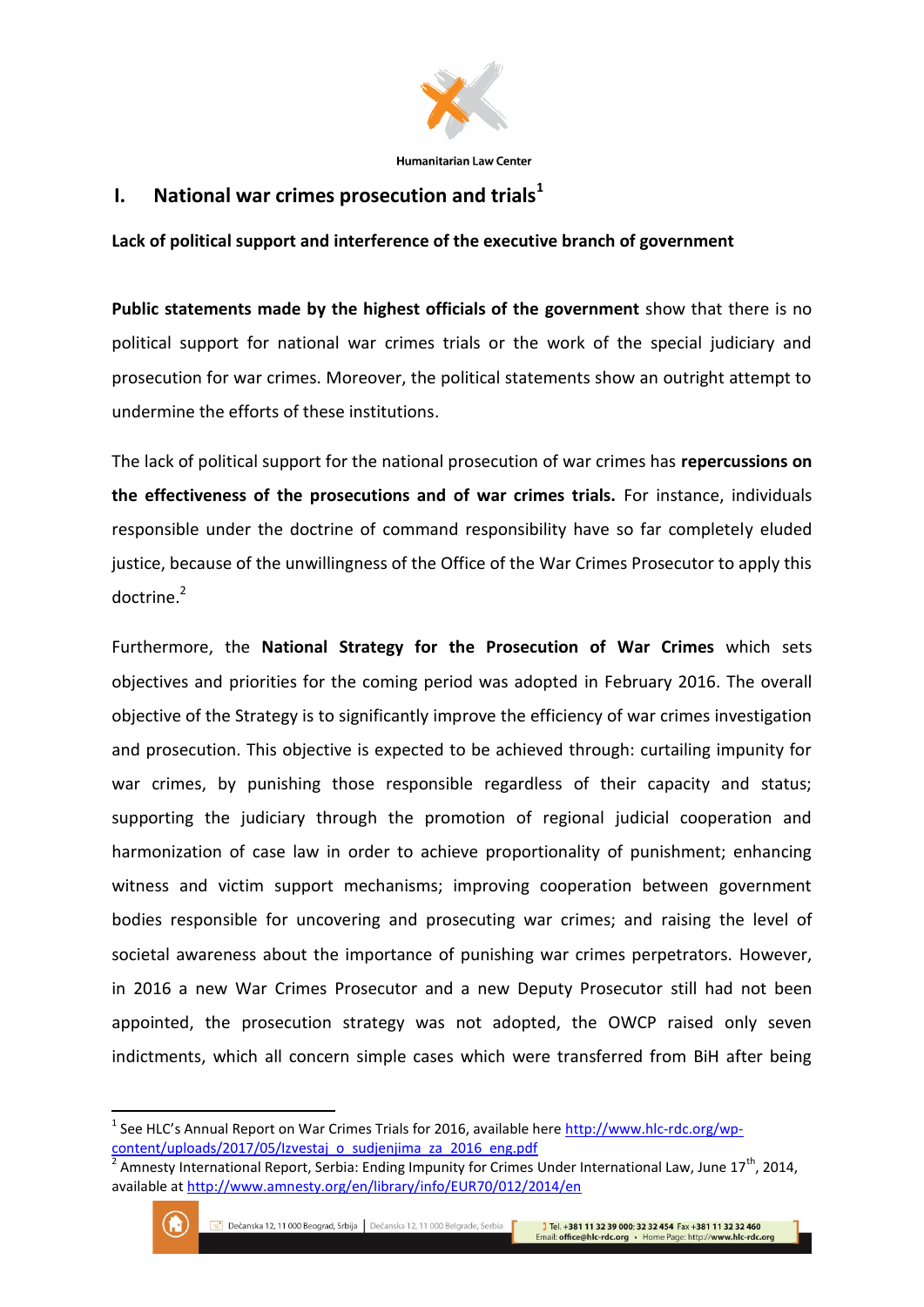## I. National war crimes prosecution and trials[1]

**Lack of political support and interference of the executive branch of government**

**Public statements made by the highest officials of the government** show that there is no political support for national war crimes trials or the work of the special judiciary and prosecution for war crimes. Moreover, the political statements show an outright attempt to undermine the efforts of these institutions.

The lack of political support for the national prosecution of war crimes has **repercussions on the effectiveness of the prosecutions and of war crimes trials.** For instance, individuals responsible under the doctrine of command responsibility have so far completely eluded justice, because of the unwillingness of the Office of the War Crimes Prosecutor to apply this doctrine.[2]

Furthermore, the **National Strategy for the Prosecution of War Crimes** which sets objectives and priorities for the coming period was adopted in February 2016. The overall objective of the Strategy is to significantly improve the efficiency of war crimes investigation and prosecution. This objective is expected to be achieved through: curtailing impunity for war crimes, by punishing those responsible regardless of their capacity and status; supporting the judiciary through the promotion of regional judicial cooperation and harmonization of case law in order to achieve proportionality of punishment; enhancing witness and victim support mechanisms; improving cooperation between government bodies responsible for uncovering and prosecuting war crimes; and raising the level of societal awareness about the importance of punishing war crimes perpetrators. However, in 2016 a new War Crimes Prosecutor and a new Deputy Prosecutor still had not been appointed, the prosecution strategy was not adopted, the OWCP raised only seven indictments, which all concern simple cases which were transferred from BiH after being

---

[1] See HLC's Annual Report on War Crimes Trials for 2016, available here http://www.hlc-rdc.org/wp-content/uploads/2017/05/Izvestaj_o_sudjenjima_za_2016_eng.pdf

[2] Amnesty International Report, Serbia: Ending Impunity for Crimes Under International Law, June 17th, 2014, available at http://www.amnesty.org/en/library/info/EUR70/012/2014/en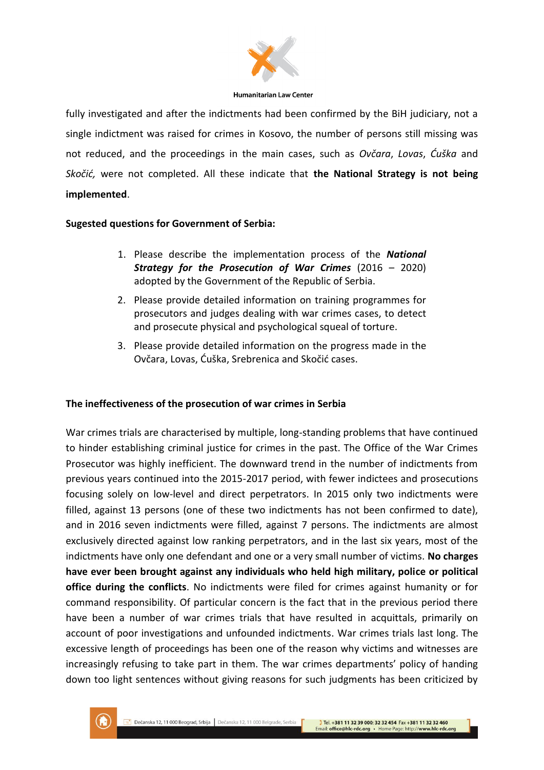fully investigated and after the indictments had been confirmed by the BiH judiciary, not a single indictment was raised for crimes in Kosovo, the number of persons still missing was not reduced, and the proceedings in the main cases, such as *Ovčara*, *Lovas*, *Ćuška* and *Skočić,* were not completed. All these indicate that **the National Strategy is not being implemented**.

**Sugested questions for Government of Serbia:**

1. Please describe the implementation process of the ***National Strategy for the Prosecution of War Crimes*** (2016 – 2020) adopted by the Government of the Republic of Serbia.
2. Please provide detailed information on training programmes for prosecutors and judges dealing with war crimes cases, to detect and prosecute physical and psychological squeal of torture.
3. Please provide detailed information on the progress made in the Ovčara, Lovas, Ćuška, Srebrenica and Skočić cases.

**The ineffectiveness of the prosecution of war crimes in Serbia**

War crimes trials are characterised by multiple, long-standing problems that have continued to hinder establishing criminal justice for crimes in the past. The Office of the War Crimes Prosecutor was highly inefficient. The downward trend in the number of indictments from previous years continued into the 2015-2017 period, with fewer indictees and prosecutions focusing solely on low-level and direct perpetrators. In 2015 only two indictments were filled, against 13 persons (one of these two indictments has not been confirmed to date), and in 2016 seven indictments were filled, against 7 persons. The indictments are almost exclusively directed against low ranking perpetrators, and in the last six years, most of the indictments have only one defendant and one or a very small number of victims. **No charges have ever been brought against any individuals who held high military, police or political office during the conflicts**. No indictments were filed for crimes against humanity or for command responsibility. Of particular concern is the fact that in the previous period there have been a number of war crimes trials that have resulted in acquittals, primarily on account of poor investigations and unfounded indictments. War crimes trials last long. The excessive length of proceedings has been one of the reason why victims and witnesses are increasingly refusing to take part in them. The war crimes departments' policy of handing down too light sentences without giving reasons for such judgments has been criticized by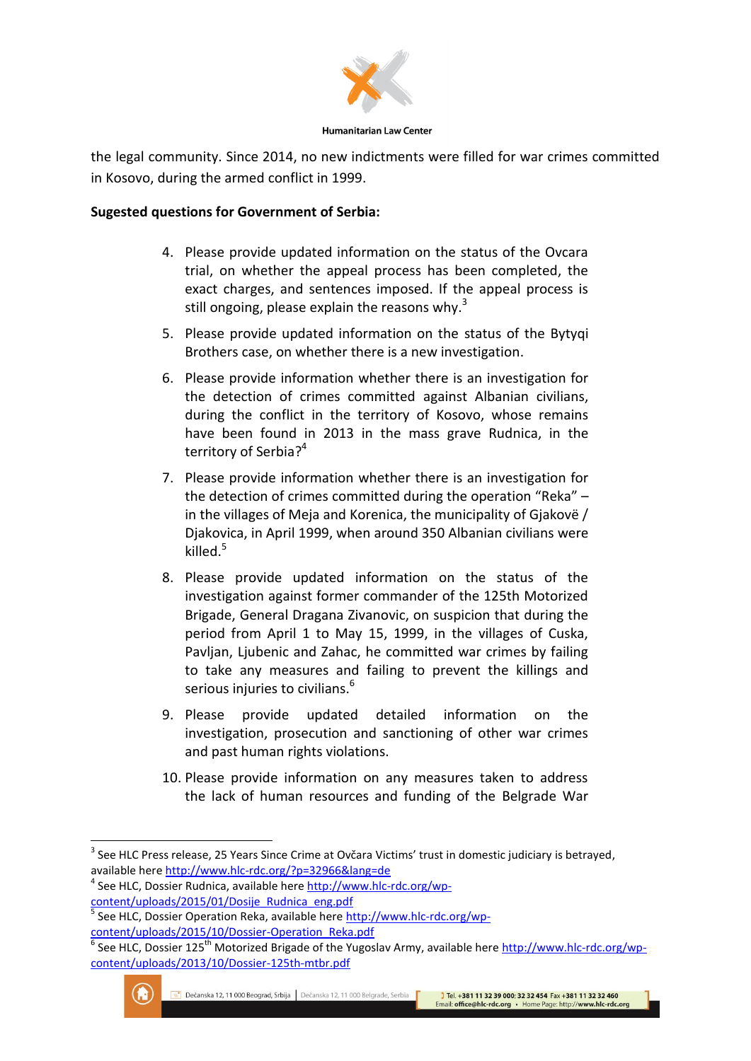the legal community. Since 2014, no new indictments were filled for war crimes committed in Kosovo, during the armed conflict in 1999.

**Sugested questions for Government of Serbia:**

4. Please provide updated information on the status of the Ovcara trial, on whether the appeal process has been completed, the exact charges, and sentences imposed. If the appeal process is still ongoing, please explain the reasons why.[3]

5. Please provide updated information on the status of the Bytyqi Brothers case, on whether there is a new investigation.

6. Please provide information whether there is an investigation for the detection of crimes committed against Albanian civilians, during the conflict in the territory of Kosovo, whose remains have been found in 2013 in the mass grave Rudnica, in the territory of Serbia?[4]

7. Please provide information whether there is an investigation for the detection of crimes committed during the operation "Reka" – in the villages of Meja and Korenica, the municipality of Gjakovë / Djakovica, in April 1999, when around 350 Albanian civilians were killed.[5]

8. Please provide updated information on the status of the investigation against former commander of the 125th Motorized Brigade, General Dragana Zivanovic, on suspicion that during the period from April 1 to May 15, 1999, in the villages of Cuska, Pavljan, Ljubenic and Zahac, he committed war crimes by failing to take any measures and failing to prevent the killings and serious injuries to civilians.[6]

9. Please provide updated detailed information on the investigation, prosecution and sanctioning of other war crimes and past human rights violations.

10. Please provide information on any measures taken to address the lack of human resources and funding of the Belgrade War

---

[3] See HLC Press release, 25 Years Since Crime at Ovčara Victims' trust in domestic judiciary is betrayed, available here http://www.hlc-rdc.org/?p=32966&lang=de

[4] See HLC, Dossier Rudnica, available here http://www.hlc-rdc.org/wp-content/uploads/2015/01/Dosije_Rudnica_eng.pdf

[5] See HLC, Dossier Operation Reka, available here http://www.hlc-rdc.org/wp-content/uploads/2015/10/Dossier-Operation_Reka.pdf

[6] See HLC, Dossier 125th Motorized Brigade of the Yugoslav Army, available here http://www.hlc-rdc.org/wp-content/uploads/2013/10/Dossier-125th-mtbr.pdf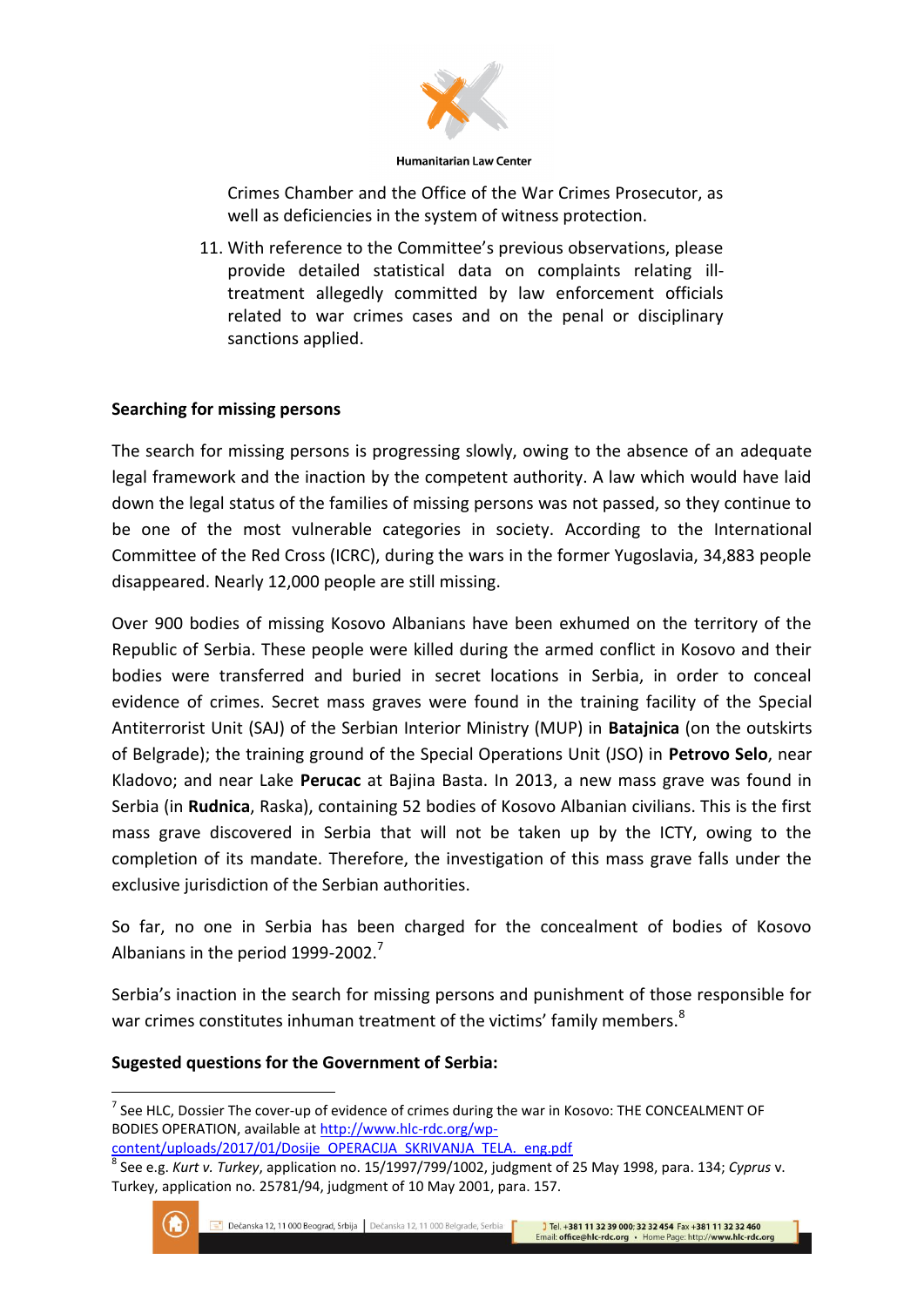Crimes Chamber and the Office of the War Crimes Prosecutor, as well as deficiencies in the system of witness protection.

11. With reference to the Committee's previous observations, please provide detailed statistical data on complaints relating ill-treatment allegedly committed by law enforcement officials related to war crimes cases and on the penal or disciplinary sanctions applied.

**Searching for missing persons**

The search for missing persons is progressing slowly, owing to the absence of an adequate legal framework and the inaction by the competent authority. A law which would have laid down the legal status of the families of missing persons was not passed, so they continue to be one of the most vulnerable categories in society. According to the International Committee of the Red Cross (ICRC), during the wars in the former Yugoslavia, 34,883 people disappeared. Nearly 12,000 people are still missing.

Over 900 bodies of missing Kosovo Albanians have been exhumed on the territory of the Republic of Serbia. These people were killed during the armed conflict in Kosovo and their bodies were transferred and buried in secret locations in Serbia, in order to conceal evidence of crimes. Secret mass graves were found in the training facility of the Special Antiterrorist Unit (SAJ) of the Serbian Interior Ministry (MUP) in **Batajnica** (on the outskirts of Belgrade); the training ground of the Special Operations Unit (JSO) in **Petrovo Selo**, near Kladovo; and near Lake **Perucac** at Bajina Basta. In 2013, a new mass grave was found in Serbia (in **Rudnica**, Raska), containing 52 bodies of Kosovo Albanian civilians. This is the first mass grave discovered in Serbia that will not be taken up by the ICTY, owing to the completion of its mandate. Therefore, the investigation of this mass grave falls under the exclusive jurisdiction of the Serbian authorities.

So far, no one in Serbia has been charged for the concealment of bodies of Kosovo Albanians in the period 1999-2002.[7]

Serbia's inaction in the search for missing persons and punishment of those responsible for war crimes constitutes inhuman treatment of the victims' family members.[8]

**Sugested questions for the Government of Serbia:**

---

[7] See HLC, Dossier The cover-up of evidence of crimes during the war in Kosovo: THE CONCEALMENT OF BODIES OPERATION, available at http://www.hlc-rdc.org/wp-content/uploads/2017/01/Dosije_OPERACIJA_SKRIVANJA_TELA._eng.pdf

[8] See e.g. *Kurt v. Turkey*, application no. 15/1997/799/1002, judgment of 25 May 1998, para. 134; *Cyprus* v. Turkey, application no. 25781/94, judgment of 10 May 2001, para. 157.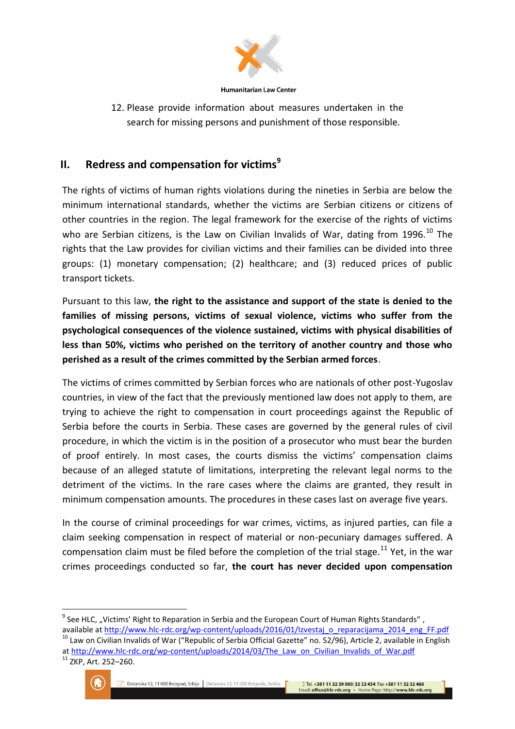12. Please provide information about measures undertaken in the search for missing persons and punishment of those responsible.

## II. Redress and compensation for victims[9]

The rights of victims of human rights violations during the nineties in Serbia are below the minimum international standards, whether the victims are Serbian citizens or citizens of other countries in the region. The legal framework for the exercise of the rights of victims who are Serbian citizens, is the Law on Civilian Invalids of War, dating from 1996.[10] The rights that the Law provides for civilian victims and their families can be divided into three groups: (1) monetary compensation; (2) healthcare; and (3) reduced prices of public transport tickets.

Pursuant to this law, **the right to the assistance and support of the state is denied to the families of missing persons, victims of sexual violence, victims who suffer from the psychological consequences of the violence sustained, victims with physical disabilities of less than 50%, victims who perished on the territory of another country and those who perished as a result of the crimes committed by the Serbian armed forces**.

The victims of crimes committed by Serbian forces who are nationals of other post-Yugoslav countries, in view of the fact that the previously mentioned law does not apply to them, are trying to achieve the right to compensation in court proceedings against the Republic of Serbia before the courts in Serbia. These cases are governed by the general rules of civil procedure, in which the victim is in the position of a prosecutor who must bear the burden of proof entirely. In most cases, the courts dismiss the victims' compensation claims because of an alleged statute of limitations, interpreting the relevant legal norms to the detriment of the victims. In the rare cases where the claims are granted, they result in minimum compensation amounts. The procedures in these cases last on average five years.

In the course of criminal proceedings for war crimes, victims, as injured parties, can file a claim seeking compensation in respect of material or non-pecuniary damages suffered. A compensation claim must be filed before the completion of the trial stage.[11] Yet, in the war crimes proceedings conducted so far, **the court has never decided upon compensation**

---

[9] See HLC, „Victims' Right to Reparation in Serbia and the European Court of Human Rights Standards", available at http://www.hlc-rdc.org/wp-content/uploads/2016/01/Izvestaj_o_reparacijama_2014_eng_FF.pdf

[10] Law on Civilian Invalids of War ("Republic of Serbia Official Gazette" no. 52/96), Article 2, available in English at http://www.hlc-rdc.org/wp-content/uploads/2014/03/The_Law_on_Civilian_Invalids_of_War.pdf

[11] ZKP, Art. 252–260.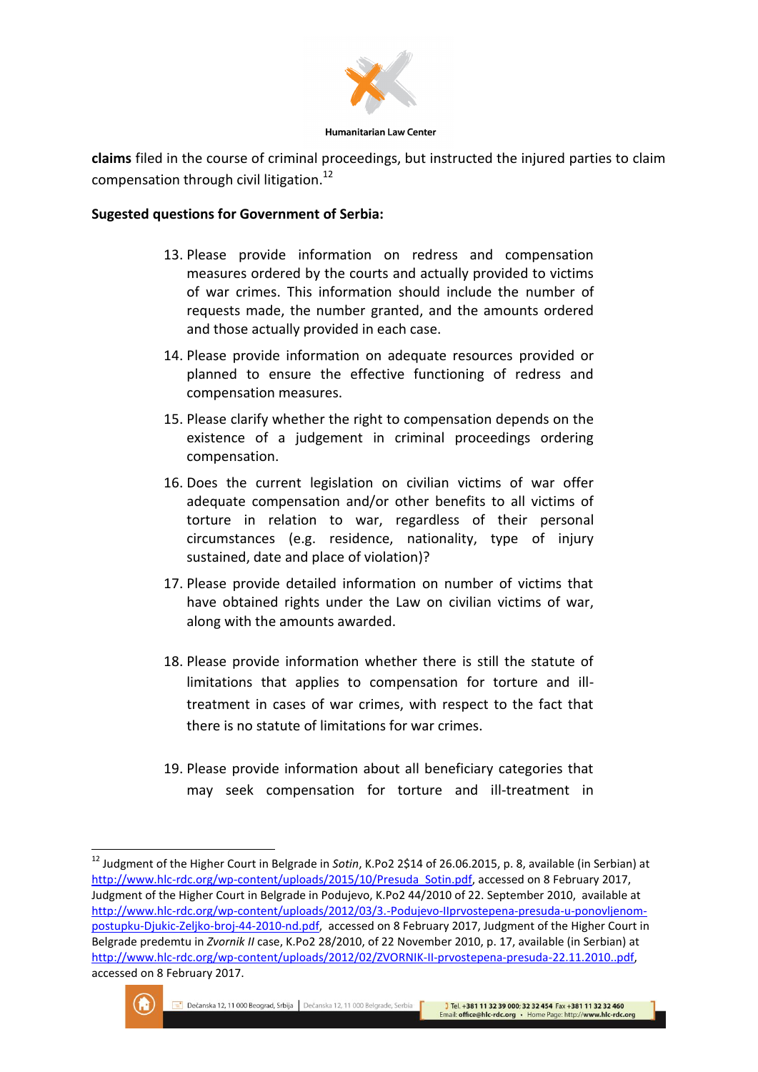**claims** filed in the course of criminal proceedings, but instructed the injured parties to claim compensation through civil litigation.[12]

**Sugested questions for Government of Serbia:**

13. Please provide information on redress and compensation measures ordered by the courts and actually provided to victims of war crimes. This information should include the number of requests made, the number granted, and the amounts ordered and those actually provided in each case.
14. Please provide information on adequate resources provided or planned to ensure the effective functioning of redress and compensation measures.
15. Please clarify whether the right to compensation depends on the existence of a judgement in criminal proceedings ordering compensation.
16. Does the current legislation on civilian victims of war offer adequate compensation and/or other benefits to all victims of torture in relation to war, regardless of their personal circumstances (e.g. residence, nationality, type of injury sustained, date and place of violation)?
17. Please provide detailed information on number of victims that have obtained rights under the Law on civilian victims of war, along with the amounts awarded.
18. Please provide information whether there is still the statute of limitations that applies to compensation for torture and ill-treatment in cases of war crimes, with respect to the fact that there is no statute of limitations for war crimes.
19. Please provide information about all beneficiary categories that may seek compensation for torture and ill-treatment in

---

[12] Judgment of the Higher Court in Belgrade in *Sotin*, K.Po2 2$14 of 26.06.2015, p. 8, available (in Serbian) at http://www.hlc-rdc.org/wp-content/uploads/2015/10/Presuda_Sotin.pdf, accessed on 8 February 2017, Judgment of the Higher Court in Belgrade in Podujevo, K.Po2 44/2010 of 22. September 2010, available at http://www.hlc-rdc.org/wp-content/uploads/2012/03/3.-Podujevo-IIprvostepena-presuda-u-ponovljenom-postupku-Djukic-Zeljko-broj-44-2010-nd.pdf, accessed on 8 February 2017, Judgment of the Higher Court in Belgrade predemtu in *Zvornik II* case, K.Po2 28/2010, of 22 November 2010, p. 17, available (in Serbian) at http://www.hlc-rdc.org/wp-content/uploads/2012/02/ZVORNIK-II-prvostepena-presuda-22.11.2010..pdf, accessed on 8 February 2017.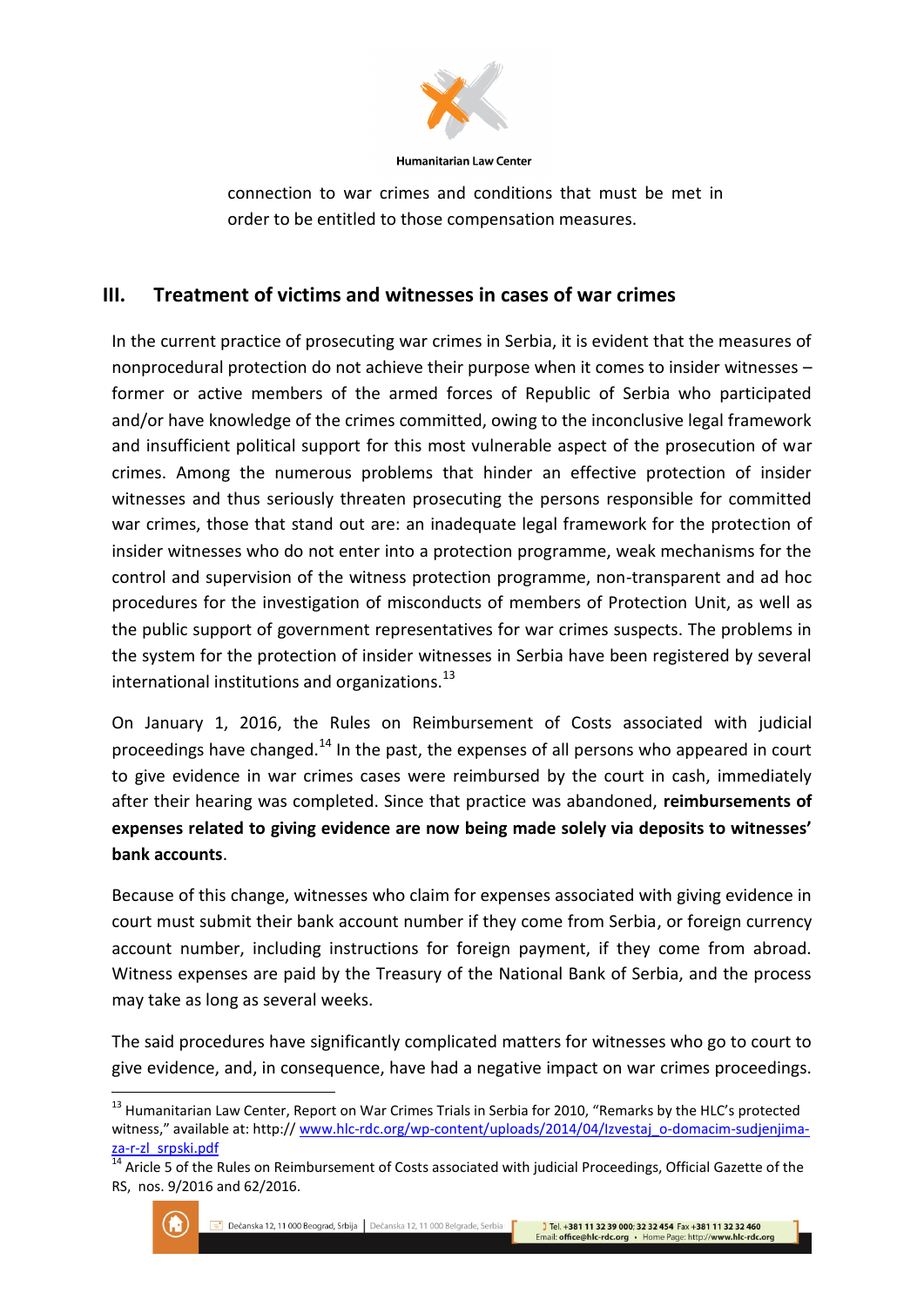connection to war crimes and conditions that must be met in order to be entitled to those compensation measures.

## III. Treatment of victims and witnesses in cases of war crimes

In the current practice of prosecuting war crimes in Serbia, it is evident that the measures of nonprocedural protection do not achieve their purpose when it comes to insider witnesses – former or active members of the armed forces of Republic of Serbia who participated and/or have knowledge of the crimes committed, owing to the inconclusive legal framework and insufficient political support for this most vulnerable aspect of the prosecution of war crimes. Among the numerous problems that hinder an effective protection of insider witnesses and thus seriously threaten prosecuting the persons responsible for committed war crimes, those that stand out are: an inadequate legal framework for the protection of insider witnesses who do not enter into a protection programme, weak mechanisms for the control and supervision of the witness protection programme, non-transparent and ad hoc procedures for the investigation of misconducts of members of Protection Unit, as well as the public support of government representatives for war crimes suspects. The problems in the system for the protection of insider witnesses in Serbia have been registered by several international institutions and organizations.[13]

On January 1, 2016, the Rules on Reimbursement of Costs associated with judicial proceedings have changed.[14] In the past, the expenses of all persons who appeared in court to give evidence in war crimes cases were reimbursed by the court in cash, immediately after their hearing was completed. Since that practice was abandoned, **reimbursements of expenses related to giving evidence are now being made solely via deposits to witnesses' bank accounts**.

Because of this change, witnesses who claim for expenses associated with giving evidence in court must submit their bank account number if they come from Serbia, or foreign currency account number, including instructions for foreign payment, if they come from abroad. Witness expenses are paid by the Treasury of the National Bank of Serbia, and the process may take as long as several weeks.

The said procedures have significantly complicated matters for witnesses who go to court to give evidence, and, in consequence, have had a negative impact on war crimes proceedings.

---

[13] Humanitarian Law Center, Report on War Crimes Trials in Serbia for 2010, "Remarks by the HLC's protected witness," available at: http:// www.hlc-rdc.org/wp-content/uploads/2014/04/Izvestaj_o-domacim-sudjenjima-za-r-zl_srpski.pdf

[14] Aricle 5 of the Rules on Reimbursement of Costs associated with judicial Proceedings, Official Gazette of the RS, nos. 9/2016 and 62/2016.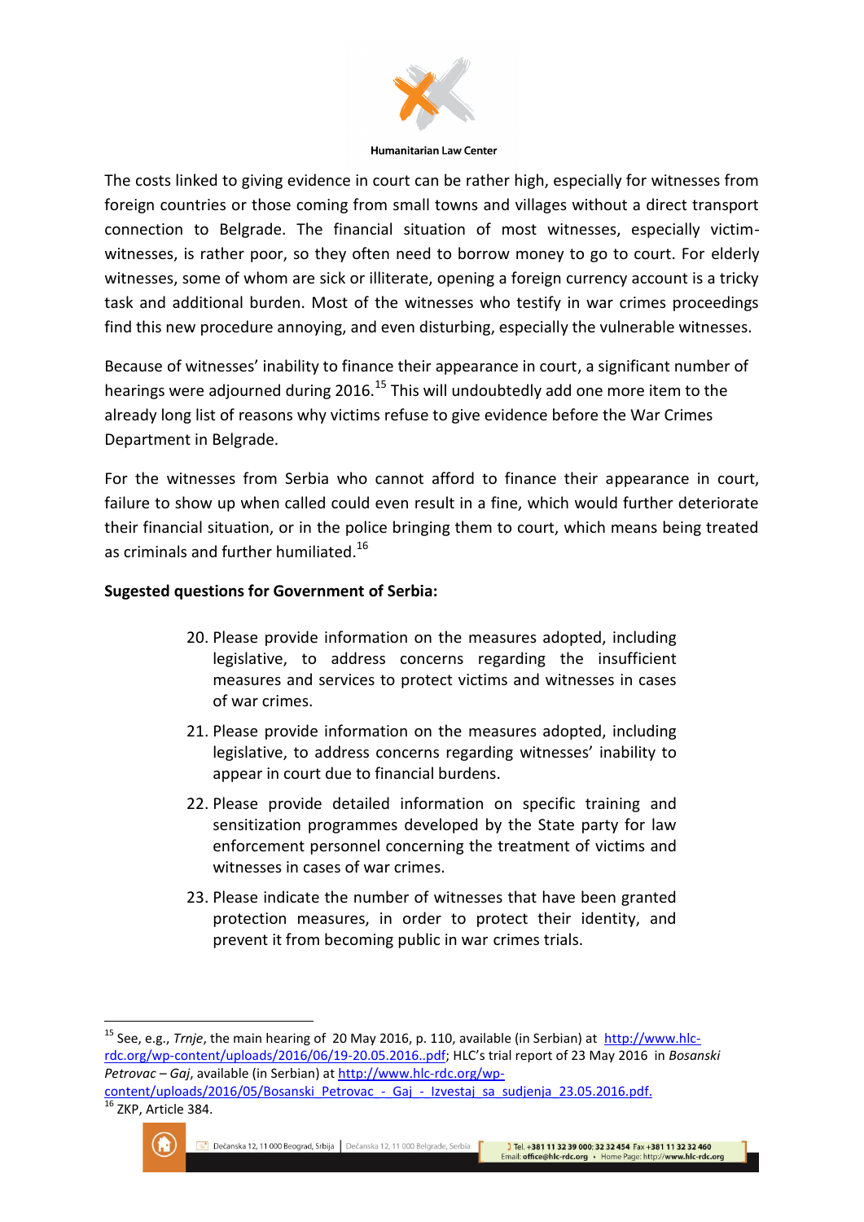The costs linked to giving evidence in court can be rather high, especially for witnesses from foreign countries or those coming from small towns and villages without a direct transport connection to Belgrade. The financial situation of most witnesses, especially victim-witnesses, is rather poor, so they often need to borrow money to go to court. For elderly witnesses, some of whom are sick or illiterate, opening a foreign currency account is a tricky task and additional burden. Most of the witnesses who testify in war crimes proceedings find this new procedure annoying, and even disturbing, especially the vulnerable witnesses.

Because of witnesses' inability to finance their appearance in court, a significant number of hearings were adjourned during 2016.[15] This will undoubtedly add one more item to the already long list of reasons why victims refuse to give evidence before the War Crimes Department in Belgrade.

For the witnesses from Serbia who cannot afford to finance their appearance in court, failure to show up when called could even result in a fine, which would further deteriorate their financial situation, or in the police bringing them to court, which means being treated as criminals and further humiliated.[16]

**Sugested questions for Government of Serbia:**

20. Please provide information on the measures adopted, including legislative, to address concerns regarding the insufficient measures and services to protect victims and witnesses in cases of war crimes.
21. Please provide information on the measures adopted, including legislative, to address concerns regarding witnesses' inability to appear in court due to financial burdens.
22. Please provide detailed information on specific training and sensitization programmes developed by the State party for law enforcement personnel concerning the treatment of victims and witnesses in cases of war crimes.
23. Please indicate the number of witnesses that have been granted protection measures, in order to protect their identity, and prevent it from becoming public in war crimes trials.

---

[15] See, e.g., *Trnje*, the main hearing of 20 May 2016, p. 110, available (in Serbian) at http://www.hlc-rdc.org/wp-content/uploads/2016/06/19-20.05.2016..pdf; HLC's trial report of 23 May 2016 in *Bosanski Petrovac – Gaj*, available (in Serbian) at http://www.hlc-rdc.org/wp-content/uploads/2016/05/Bosanski_Petrovac_-_Gaj_-_Izvestaj_sa_sudjenja_23.05.2016.pdf.

[16] ZKP, Article 384.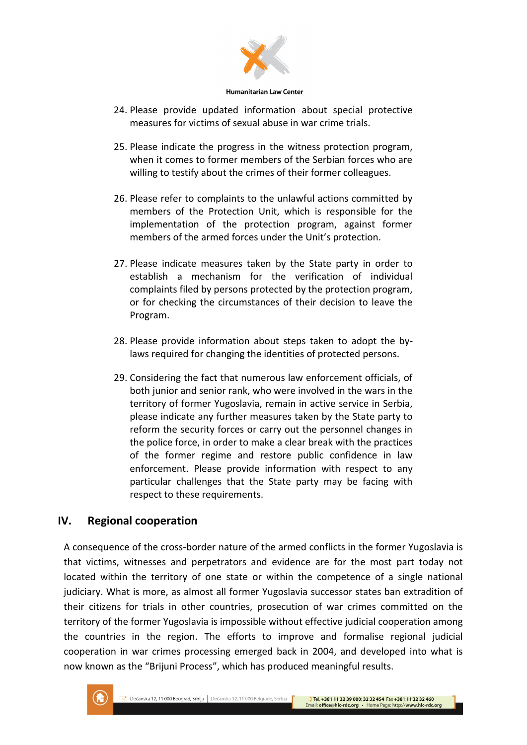24. Please provide updated information about special protective measures for victims of sexual abuse in war crime trials.

25. Please indicate the progress in the witness protection program, when it comes to former members of the Serbian forces who are willing to testify about the crimes of their former colleagues.

26. Please refer to complaints to the unlawful actions committed by members of the Protection Unit, which is responsible for the implementation of the protection program, against former members of the armed forces under the Unit's protection.

27. Please indicate measures taken by the State party in order to establish a mechanism for the verification of individual complaints filed by persons protected by the protection program, or for checking the circumstances of their decision to leave the Program.

28. Please provide information about steps taken to adopt the by-laws required for changing the identities of protected persons.

29. Considering the fact that numerous law enforcement officials, of both junior and senior rank, who were involved in the wars in the territory of former Yugoslavia, remain in active service in Serbia, please indicate any further measures taken by the State party to reform the security forces or carry out the personnel changes in the police force, in order to make a clear break with the practices of the former regime and restore public confidence in law enforcement. Please provide information with respect to any particular challenges that the State party may be facing with respect to these requirements.

## IV. Regional cooperation

A consequence of the cross-border nature of the armed conflicts in the former Yugoslavia is that victims, witnesses and perpetrators and evidence are for the most part today not located within the territory of one state or within the competence of a single national judiciary. What is more, as almost all former Yugoslavia successor states ban extradition of their citizens for trials in other countries, prosecution of war crimes committed on the territory of the former Yugoslavia is impossible without effective judicial cooperation among the countries in the region. The efforts to improve and formalise regional judicial cooperation in war crimes processing emerged back in 2004, and developed into what is now known as the "Brijuni Process", which has produced meaningful results.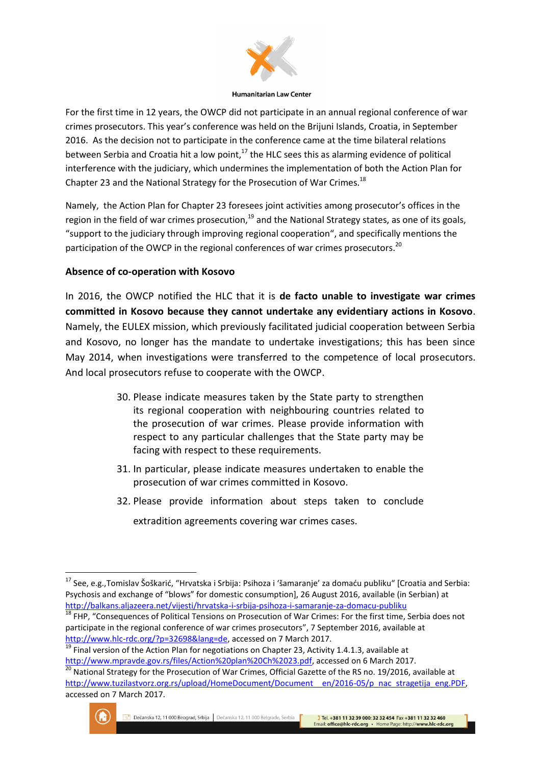For the first time in 12 years, the OWCP did not participate in an annual regional conference of war crimes prosecutors. This year's conference was held on the Brijuni Islands, Croatia, in September 2016. As the decision not to participate in the conference came at the time bilateral relations between Serbia and Croatia hit a low point,[17] the HLC sees this as alarming evidence of political interference with the judiciary, which undermines the implementation of both the Action Plan for Chapter 23 and the National Strategy for the Prosecution of War Crimes.[18]

Namely, the Action Plan for Chapter 23 foresees joint activities among prosecutor's offices in the region in the field of war crimes prosecution,[19] and the National Strategy states, as one of its goals, "support to the judiciary through improving regional cooperation", and specifically mentions the participation of the OWCP in the regional conferences of war crimes prosecutors.[20]

**Absence of co-operation with Kosovo**

In 2016, the OWCP notified the HLC that it is **de facto unable to investigate war crimes committed in Kosovo because they cannot undertake any evidentiary actions in Kosovo**. Namely, the EULEX mission, which previously facilitated judicial cooperation between Serbia and Kosovo, no longer has the mandate to undertake investigations; this has been since May 2014, when investigations were transferred to the competence of local prosecutors. And local prosecutors refuse to cooperate with the OWCP.

30. Please indicate measures taken by the State party to strengthen its regional cooperation with neighbouring countries related to the prosecution of war crimes. Please provide information with respect to any particular challenges that the State party may be facing with respect to these requirements.
31. In particular, please indicate measures undertaken to enable the prosecution of war crimes committed in Kosovo.
32. Please provide information about steps taken to conclude extradition agreements covering war crimes cases.

---

[17] See, e.g.,Tomislav Šoškarić, "Hrvatska i Srbija: Psihoza i 'šamaranje' za domaću publiku" [Croatia and Serbia: Psychosis and exchange of "blows" for domestic consumption], 26 August 2016, available (in Serbian) at http://balkans.aljazeera.net/vijesti/hrvatska-i-srbija-psihoza-i-samaranje-za-domacu-publiku

[18] FHP, "Consequences of Political Tensions on Prosecution of War Crimes: For the first time, Serbia does not participate in the regional conference of war crimes prosecutors", 7 September 2016, available at http://www.hlc-rdc.org/?p=32698&lang=de, accessed on 7 March 2017.

[19] Final version of the Action Plan for negotiations on Chapter 23, Activity 1.4.1.3, available at http://www.mpravde.gov.rs/files/Action%20plan%20Ch%2023.pdf, accessed on 6 March 2017.

[20] National Strategy for the Prosecution of War Crimes, Official Gazette of the RS no. 19/2016, available at http://www.tuzilastvorz.org.rs/upload/HomeDocument/Document__en/2016-05/p_nac_stragetija_eng.PDF, accessed on 7 March 2017.